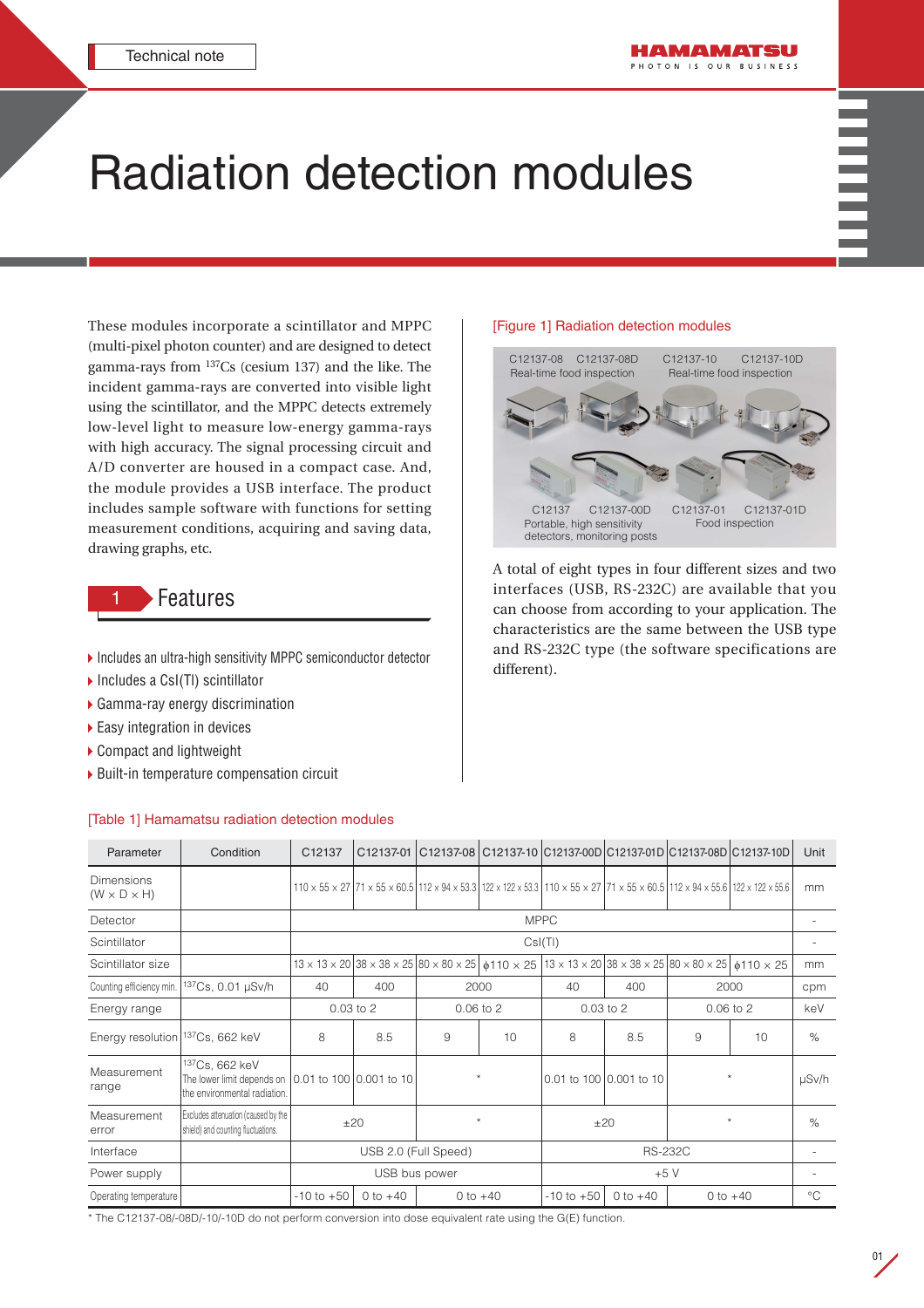Technical note

# Radiation detection modules

These modules incorporate a scintillator and MPPC (multi-pixel photon counter) and are designed to detect gamma-rays from $^{137}$Cs (cesium 137) and the like. The incident gamma-rays are converted into visible light using the scintillator, and the MPPC detects extremely low-level light to measure low-energy gamma-rays with high accuracy. The signal processing circuit and A/D converter are housed in a compact case. And, the module provides a USB interface. The product includes sample software with functions for setting measurement conditions, acquiring and saving data, drawing graphs, etc.

## 1 Features

- Includes an ultra-high sensitivity MPPC semiconductor detector
- Includes a CsI(Tl) scintillator
- Gamma-ray energy discrimination
- Easy integration in devices
- Compact and lightweight
- Built-in temperature compensation circuit

[Figure 1] Radiation detection modules

C12137-08 C12137-08D Real-time food inspection
C12137-10 C12137-10D Real-time food inspection
C12137 C12137-00D Portable, high sensitivity detectors, monitoring posts
C12137-01 C12137-01D Food inspection

A total of eight types in four different sizes and two interfaces (USB, RS-232C) are available that you can choose from according to your application. The characteristics are the same between the USB type and RS-232C type (the software specifications are different).

[Table 1] Hamamatsu radiation detection modules

| Parameter | Condition | C12137 | C12137-01 | C12137-08 | C12137-10 | C12137-00D | C12137-01D | C12137-08D | C12137-10D | Unit |
|---|---|---|---|---|---|---|---|---|---|---|
| Dimensions (W × D × H) | | 110 × 55 × 27 | 71 × 55 × 60.5 | 112 × 94 × 53.3 | 122 × 122 × 53.3 | 110 × 55 × 27 | 71 × 55 × 60.5 | 112 × 94 × 55.6 | 122 × 122 × 55.6 | mm |
| Detector | | MPPC | | | | | | | | - |
| Scintillator | | CsI(Tl) | | | | | | | | - |
| Scintillator size | | 13 × 13 × 20 | 38 × 38 × 25 | 80 × 80 × 25 | ϕ110 × 25 | 13 × 13 × 20 | 38 × 38 × 25 | 80 × 80 × 25 | ϕ110 × 25 | mm |
| Counting efficiency min. | $^{137}$Cs, 0.01 μSv/h | 40 | 400 | 2000 | | 40 | 400 | 2000 | | cpm |
| Energy range | | 0.03 to 2 | | 0.06 to 2 | | 0.03 to 2 | | 0.06 to 2 | | keV |
| Energy resolution | $^{137}$Cs, 662 keV | 8 | 8.5 | 9 | 10 | 8 | 8.5 | 9 | 10 | % |
| Measurement range | $^{137}$Cs, 662 keV The lower limit depends on the environmental radiation. | 0.01 to 100 | 0.001 to 10 | * | | 0.01 to 100 | 0.001 to 10 | * | | μSv/h |
| Measurement error | Excludes attenuation (caused by the shield) and counting fluctuations. | ±20 | | * | | ±20 | | * | | % |
| Interface | | USB 2.0 (Full Speed) | | | | RS-232C | | | | - |
| Power supply | | USB bus power | | | | +5 V | | | | - |
| Operating temperature | | -10 to +50 | 0 to +40 | 0 to +40 | | -10 to +50 | 0 to +40 | 0 to +40 | | °C |

\* The C12137-08/-08D/-10/-10D do not perform conversion into dose equivalent rate using the G(E) function.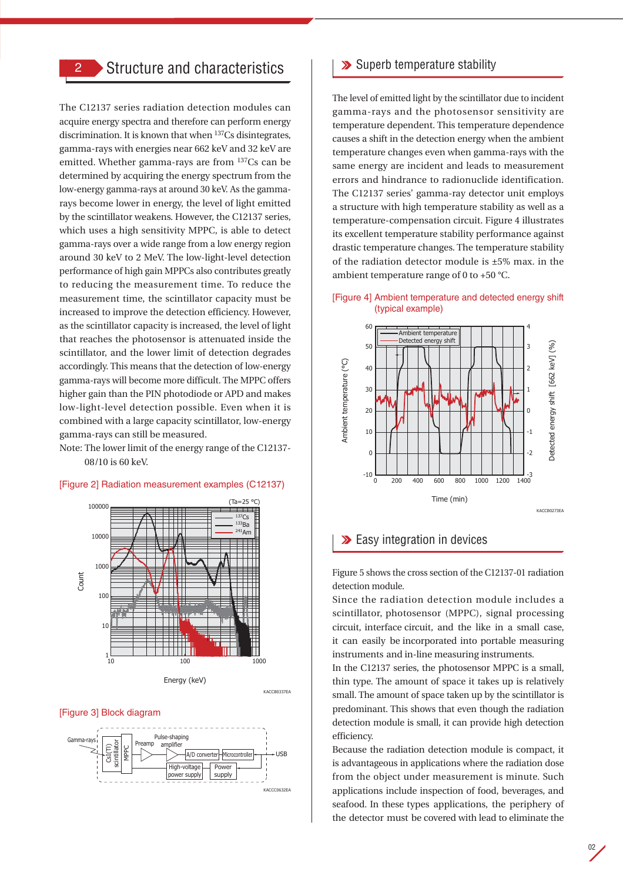## 2 Structure and characteristics

The C12137 series radiation detection modules can acquire energy spectra and therefore can perform energy discrimination. It is known that when $^{137}$Cs disintegrates, gamma-rays with energies near 662 keV and 32 keV are emitted. Whether gamma-rays are from $^{137}$Cs can be determined by acquiring the energy spectrum from the low-energy gamma-rays at around 30 keV. As the gamma-rays become lower in energy, the level of light emitted by the scintillator weakens. However, the C12137 series, which uses a high sensitivity MPPC, is able to detect gamma-rays over a wide range from a low energy region around 30 keV to 2 MeV. The low-light-level detection performance of high gain MPPCs also contributes greatly to reducing the measurement time. To reduce the measurement time, the scintillator capacity must be increased to improve the detection efficiency. However, as the scintillator capacity is increased, the level of light that reaches the photosensor is attenuated inside the scintillator, and the lower limit of detection degrades accordingly. This means that the detection of low-energy gamma-rays will become more difficult. The MPPC offers higher gain than the PIN photodiode or APD and makes low-light-level detection possible. Even when it is combined with a large capacity scintillator, low-energy gamma-rays can still be measured.

Note: The lower limit of the energy range of the C12137-08/10 is 60 keV.

[Figure 2] Radiation measurement examples (C12137)

[Figure 3] Block diagram

### Superb temperature stability

The level of emitted light by the scintillator due to incident gamma-rays and the photosensor sensitivity are temperature dependent. This temperature dependence causes a shift in the detection energy when the ambient temperature changes even when gamma-rays with the same energy are incident and leads to measurement errors and hindrance to radionuclide identification. The C12137 series' gamma-ray detector unit employs a structure with high temperature stability as well as a temperature-compensation circuit. Figure 4 illustrates its excellent temperature stability performance against drastic temperature changes. The temperature stability of the radiation detector module is ±5% max. in the ambient temperature range of 0 to +50 °C.

[Figure 4] Ambient temperature and detected energy shift (typical example)

### Easy integration in devices

Figure 5 shows the cross section of the C12137-01 radiation detection module.

Since the radiation detection module includes a scintillator, photosensor (MPPC), signal processing circuit, interface circuit, and the like in a small case, it can easily be incorporated into portable measuring instruments and in-line measuring instruments.

In the C12137 series, the photosensor MPPC is a small, thin type. The amount of space it takes up is relatively small. The amount of space taken up by the scintillator is predominant. This shows that even though the radiation detection module is small, it can provide high detection efficiency.

Because the radiation detection module is compact, it is advantageous in applications where the radiation dose from the object under measurement is minute. Such applications include inspection of food, beverages, and seafood. In these types applications, the periphery of the detector must be covered with lead to eliminate the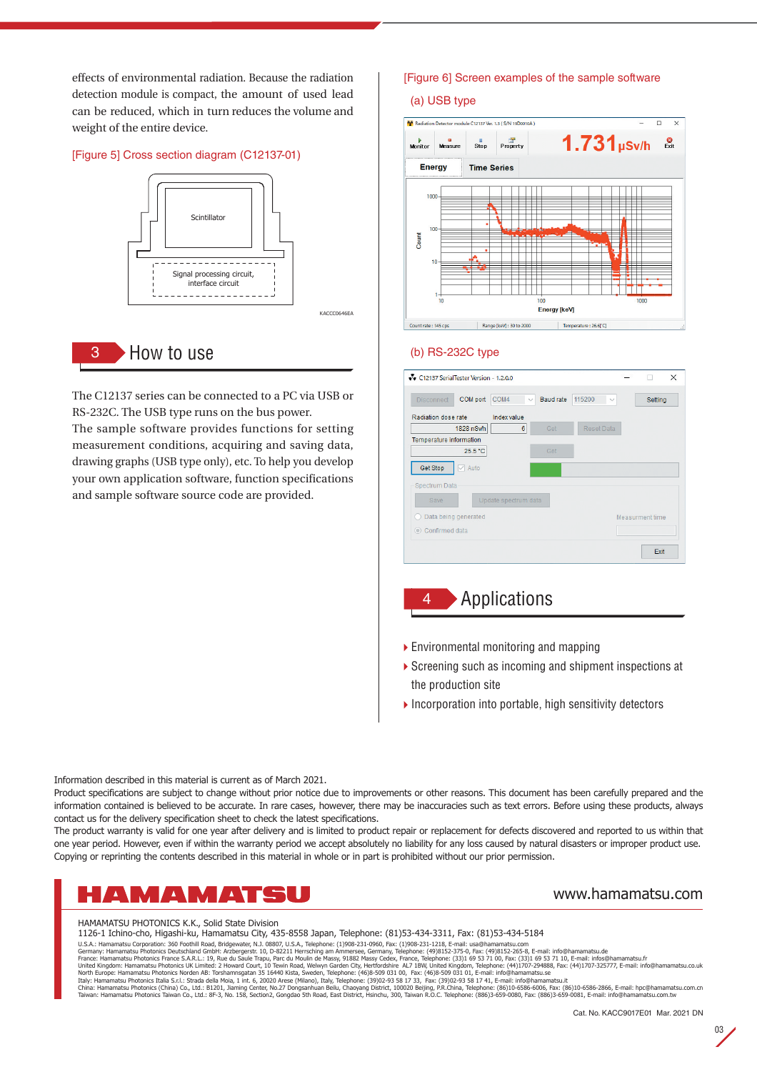effects of environmental radiation. Because the radiation detection module is compact, the amount of used lead can be reduced, which in turn reduces the volume and weight of the entire device.

[Figure 5] Cross section diagram (C12137-01)

Scintillator

Signal processing circuit, interface circuit

KACCC0646EA

## 3 How to use

The C12137 series can be connected to a PC via USB or RS-232C. The USB type runs on the bus power.
The sample software provides functions for setting measurement conditions, acquiring and saving data, drawing graphs (USB type only), etc. To help you develop your own application software, function specifications and sample software source code are provided.

[Figure 6] Screen examples of the sample software

(a) USB type

Radiation Detector module C12137 Ver. 1.5 ( S/N 19D0010A )

Monitor Measure Stop Property 1.731 μSv/h Exit

Energy Time Series

1000
100
10
1
Count
10 100 1000
Energy [keV]

Count rate : 145 cps Range [keV] : 30 to 2000 Temperature : 26.6[°C]

(b) RS-232C type

C12137 SerialTester Version - 1.2.0.0

Disconnect COM port COM4 Baud rate 115200 Setting

Radiation dose rate 1828 nSv/h Index value 6 Get Reset Data

Temperature information 25.5 °C Get

Get Stop Auto

Spectrum Data

Save Update spectrum data

Data being generated Measurement time

Confirmed data

Exit

## 4 Applications

- Environmental monitoring and mapping
- Screening such as incoming and shipment inspections at the production site
- Incorporation into portable, high sensitivity detectors

Information described in this material is current as of March 2021.
Product specifications are subject to change without prior notice due to improvements or other reasons. This document has been carefully prepared and the information contained is believed to be accurate. In rare cases, however, there may be inaccuracies such as text errors. Before using these products, always contact us for the delivery specification sheet to check the latest specifications.
The product warranty is valid for one year after delivery and is limited to product repair or replacement for defects discovered and reported to us within that one year period. However, even if within the warranty period we accept absolutely no liability for any loss caused by natural disasters or improper product use.
Copying or reprinting the contents described in this material in whole or in part is prohibited without our prior permission.

HAMAMATSU

www.hamamatsu.com

HAMAMATSU PHOTONICS K.K., Solid State Division
1126-1 Ichino-cho, Higashi-ku, Hamamatsu City, 435-8558 Japan, Telephone: (81)53-434-3311, Fax: (81)53-434-5184
U.S.A.: Hamamatsu Corporation: 360 Foothill Road, Bridgewater, N.J. 08807, U.S.A., Telephone: (1)908-231-0960, Fax: (1)908-231-1218, E-mail: usa@hamamatsu.com
Germany: Hamamatsu Photonics Deutschland GmbH: Arzbergerstr. 10, D-82211 Herrsching am Ammersee, Germany, Telephone: (49)8152-375-0, Fax: (49)8152-265-8, E-mail: info@hamamatsu.de
France: Hamamatsu Photonics France S.A.R.L.: 19, Rue du Saule Trapu, Parc du Moulin de Massy, 91882 Massy Cedex, France, Telephone: (33)1 69 53 71 00, Fax: (33)1 69 53 71 10, E-mail: infos@hamamatsu.fr
United Kingdom: Hamamatsu Photonics UK Limited: 2 Howard Court, 10 Tewin Road, Welwyn Garden City, Hertfordshire AL7 1BW, United Kingdom, Telephone: (44)1707-294888, Fax: (44)1707-325777, E-mail: info@hamamatsu.co.uk
North Europe: Hamamatsu Photonics Norden AB: Torshamnsgatan 35 16440 Kista, Sweden, Telephone: (46)8-509 031 00, Fax: (46)8-509 031 01, E-mail: info@hamamatsu.se
Italy: Hamamatsu Photonics Italia S.r.l.: Strada della Moia, 1 int. 6, 20020 Arese (Milano), Italy, Telephone: (39)02-93 58 17 33, Fax: (39)02-93 58 17 41, E-mail: info@hamamatsu.it
China: Hamamatsu Photonics (China) Co., Ltd.: B1201, Jiaming Center, No.27 Dongsanhuan Beilu, Chaoyang District, 100020 Beijing, P.R.China, Telephone: (86)10-6586-6006, Fax: (86)10-6586-2866, E-mail: hpc@hamamatsu.com.cn
Taiwan: Hamamatsu Photonics Taiwan Co., Ltd.: 8F-3, No. 158, Section2, Gongdao 5th Road, East District, Hsinchu, 300, Taiwan R.O.C. Telephone: (886)3-659-0080, Fax: (886)3-659-0081, E-mail: info@hamamatsu.com.tw

Cat. No. KACC9017E01 Mar. 2021 DN